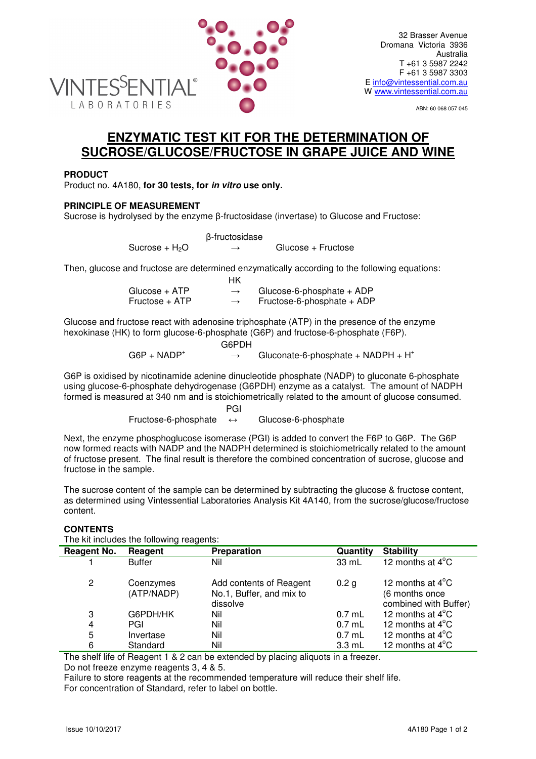VINTESSENTIAL® LABORATORIES

32 Brasser Avenue
Dromana Victoria 3936
Australia
T +61 3 5987 2242
F +61 3 5987 3303
E info@vintessential.com.au
W www.vintessential.com.au

ABN: 60 068 057 045

# ENZYMATIC TEST KIT FOR THE DETERMINATION OF SUCROSE/GLUCOSE/FRUCTOSE IN GRAPE JUICE AND WINE

### PRODUCT

Product no. 4A180, **for 30 tests, for *in vitro* use only.**

### PRINCIPLE OF MEASUREMENT

Sucrose is hydrolysed by the enzyme β-fructosidase (invertase) to Glucose and Fructose:

$$\text{Sucrose} + H_2O \xrightarrow{\beta\text{-fructosidase}} \text{Glucose} + \text{Fructose}$$

Then, glucose and fructose are determined enzymatically according to the following equations:

$$\text{Glucose} + \text{ATP} \xrightarrow{\text{HK}} \text{Glucose-6-phosphate} + \text{ADP}$$
$$\text{Fructose} + \text{ATP} \xrightarrow{\text{HK}} \text{Fructose-6-phosphate} + \text{ADP}$$

Glucose and fructose react with adenosine triphosphate (ATP) in the presence of the enzyme hexokinase (HK) to form glucose-6-phosphate (G6P) and fructose-6-phosphate (F6P).

$$\text{G6P} + \text{NADP}^+ \xrightarrow{\text{G6PDH}} \text{Gluconate-6-phosphate} + \text{NADPH} + H^+$$

G6P is oxidised by nicotinamide adenine dinucleotide phosphate (NADP) to gluconate 6-phosphate using glucose-6-phosphate dehydrogenase (G6PDH) enzyme as a catalyst. The amount of NADPH formed is measured at 340 nm and is stoichiometrically related to the amount of glucose consumed.

$$\text{Fructose-6-phosphate} \overset{\text{PGI}}{\leftrightarrow} \text{Glucose-6-phosphate}$$

Next, the enzyme phosphoglucose isomerase (PGI) is added to convert the F6P to G6P. The G6P now formed reacts with NADP and the NADPH determined is stoichiometrically related to the amount of fructose present. The final result is therefore the combined concentration of sucrose, glucose and fructose in the sample.

The sucrose content of the sample can be determined by subtracting the glucose & fructose content, as determined using Vintessential Laboratories Analysis Kit 4A140, from the sucrose/glucose/fructose content.

### CONTENTS

The kit includes the following reagents:

| Reagent No. | Reagent | Preparation | Quantity | Stability |
|---|---|---|---|---|
| 1 | Buffer | Nil | 33 mL | 12 months at 4°C |
| 2 | Coenzymes (ATP/NADP) | Add contents of Reagent No.1, Buffer, and mix to dissolve | 0.2 g | 12 months at 4°C (6 months once combined with Buffer) |
| 3 | G6PDH/HK | Nil | 0.7 mL | 12 months at 4°C |
| 4 | PGI | Nil | 0.7 mL | 12 months at 4°C |
| 5 | Invertase | Nil | 0.7 mL | 12 months at 4°C |
| 6 | Standard | Nil | 3.3 mL | 12 months at 4°C |

The shelf life of Reagent 1 & 2 can be extended by placing aliquots in a freezer.
Do not freeze enzyme reagents 3, 4 & 5.
Failure to store reagents at the recommended temperature will reduce their shelf life.
For concentration of Standard, refer to label on bottle.

Issue 10/10/2017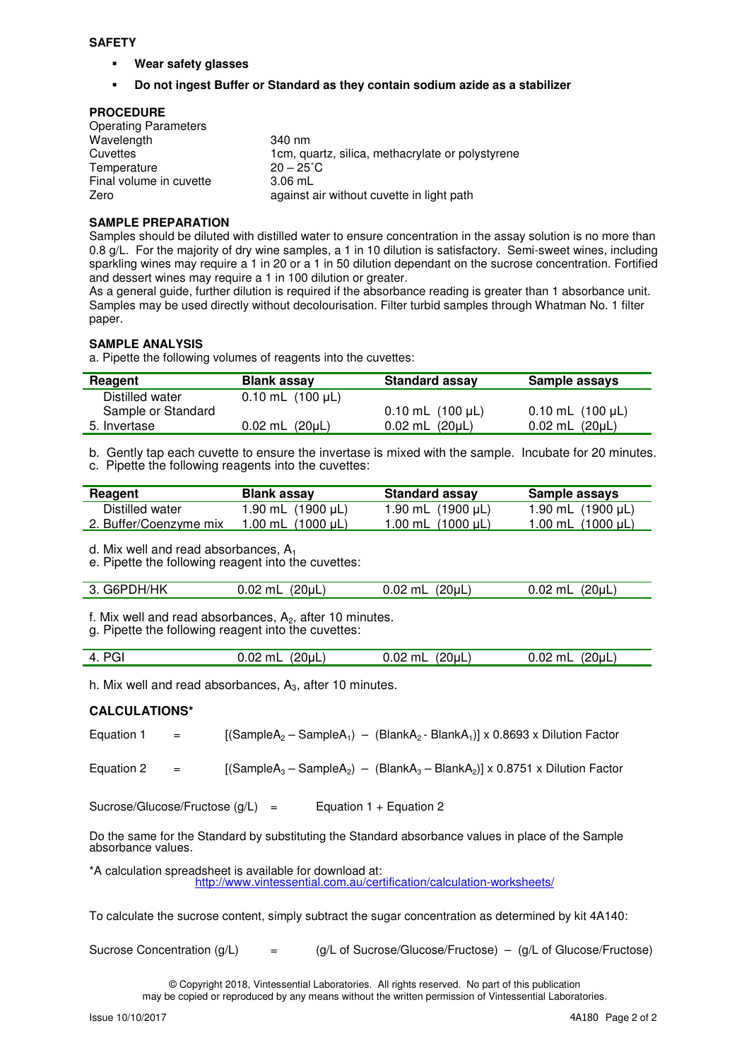## SAFETY

- **Wear safety glasses**
- **Do not ingest Buffer or Standard as they contain sodium azide as a stabilizer**

## PROCEDURE

Operating Parameters

| | |
|---|---|
| Wavelength | 340 nm |
| Cuvettes | 1cm, quartz, silica, methacrylate or polystyrene |
| Temperature | 20 – 25˚C |
| Final volume in cuvette | 3.06 mL |
| Zero | against air without cuvette in light path |

## SAMPLE PREPARATION

Samples should be diluted with distilled water to ensure concentration in the assay solution is no more than 0.8 g/L. For the majority of dry wine samples, a 1 in 10 dilution is satisfactory. Semi-sweet wines, including sparkling wines may require a 1 in 20 or a 1 in 50 dilution dependant on the sucrose concentration. Fortified and dessert wines may require a 1 in 100 dilution or greater.

As a general guide, further dilution is required if the absorbance reading is greater than 1 absorbance unit. Samples may be used directly without decolourisation. Filter turbid samples through Whatman No. 1 filter paper.

## SAMPLE ANALYSIS

a. Pipette the following volumes of reagents into the cuvettes:

| Reagent | Blank assay | Standard assay | Sample assays |
|---|---|---|---|
| Distilled water | 0.10 mL (100 µL) | | |
| Sample or Standard | | 0.10 mL (100 µL) | 0.10 mL (100 µL) |
| 5. Invertase | 0.02 mL (20µL) | 0.02 mL (20µL) | 0.02 mL (20µL) |

b. Gently tap each cuvette to ensure the invertase is mixed with the sample. Incubate for 20 minutes.

c. Pipette the following reagents into the cuvettes:

| Reagent | Blank assay | Standard assay | Sample assays |
|---|---|---|---|
| Distilled water | 1.90 mL (1900 µL) | 1.90 mL (1900 µL) | 1.90 mL (1900 µL) |
| 2. Buffer/Coenzyme mix | 1.00 mL (1000 µL) | 1.00 mL (1000 µL) | 1.00 mL (1000 µL) |

d. Mix well and read absorbances, $A_1$

e. Pipette the following reagent into the cuvettes:

| | | | |
|---|---|---|---|
| 3. G6PDH/HK | 0.02 mL (20µL) | 0.02 mL (20µL) | 0.02 mL (20µL) |

f. Mix well and read absorbances, $A_2$, after 10 minutes.

g. Pipette the following reagent into the cuvettes:

| | | | |
|---|---|---|---|
| 4. PGI | 0.02 mL (20µL) | 0.02 mL (20µL) | 0.02 mL (20µL) |

h. Mix well and read absorbances, $A_3$, after 10 minutes.

## CALCULATIONS*

Equation 1 = $[(\text{Sample}A_2 - \text{Sample}A_1) - (\text{Blank}A_2 - \text{Blank}A_1)] \times 0.8693 \times \text{Dilution Factor}$

Equation 2 = $[(\text{Sample}A_3 - \text{Sample}A_2) - (\text{Blank}A_3 - \text{Blank}A_2)] \times 0.8751 \times \text{Dilution Factor}$

Sucrose/Glucose/Fructose (g/L) = Equation 1 + Equation 2

Do the same for the Standard by substituting the Standard absorbance values in place of the Sample absorbance values.

*A calculation spreadsheet is available for download at:
http://www.vintessential.com.au/certification/calculation-worksheets/

To calculate the sucrose content, simply subtract the sugar concentration as determined by kit 4A140:

Sucrose Concentration (g/L) = (g/L of Sucrose/Glucose/Fructose) – (g/L of Glucose/Fructose)

© Copyright 2018, Vintessential Laboratories. All rights reserved. No part of this publication may be copied or reproduced by any means without the written permission of Vintessential Laboratories.

Issue 10/10/2017